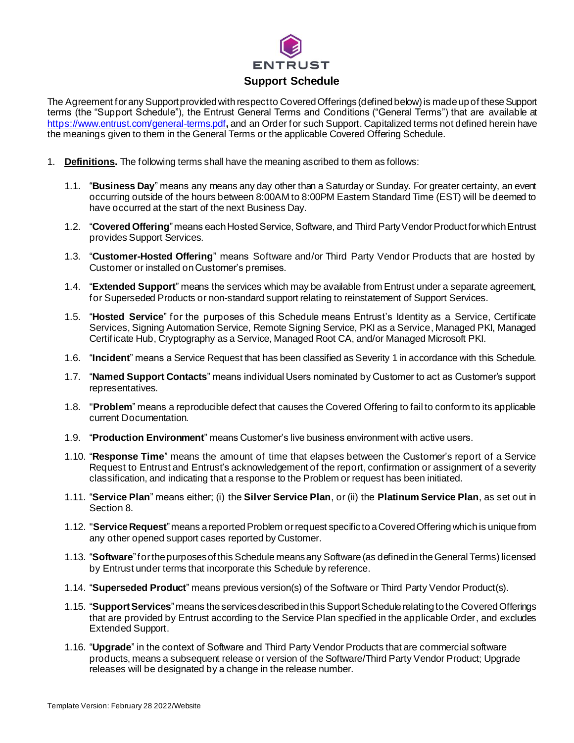ENTRUST

# Support Schedule

The Agreement for any Support provided with respect to Covered Offerings (defined below) is made up of these Support terms (the "Support Schedule"), the Entrust General Terms and Conditions ("General Terms") that are available at https://www.entrust.com/general-terms.pdf, and an Order for such Support. Capitalized terms not defined herein have the meanings given to them in the General Terms or the applicable Covered Offering Schedule.

1. **Definitions.** The following terms shall have the meaning ascribed to them as follows:

   1.1. "**Business Day**" means any means any day other than a Saturday or Sunday. For greater certainty, an event occurring outside of the hours between 8:00AM to 8:00PM Eastern Standard Time (EST) will be deemed to have occurred at the start of the next Business Day.

   1.2. "**Covered Offering**" means each Hosted Service, Software, and Third Party Vendor Product for which Entrust provides Support Services.

   1.3. "**Customer-Hosted Offering**" means Software and/or Third Party Vendor Products that are hosted by Customer or installed on Customer's premises.

   1.4. "**Extended Support**" means the services which may be available from Entrust under a separate agreement, for Superseded Products or non-standard support relating to reinstatement of Support Services.

   1.5. "**Hosted Service**" for the purposes of this Schedule means Entrust's Identity as a Service, Certificate Services, Signing Automation Service, Remote Signing Service, PKI as a Service, Managed PKI, Managed Certificate Hub, Cryptography as a Service, Managed Root CA, and/or Managed Microsoft PKI.

   1.6. "**Incident**" means a Service Request that has been classified as Severity 1 in accordance with this Schedule.

   1.7. "**Named Support Contacts**" means individual Users nominated by Customer to act as Customer's support representatives.

   1.8. "**Problem**" means a reproducible defect that causes the Covered Offering to fail to conform to its applicable current Documentation.

   1.9. "**Production Environment**" means Customer's live business environment with active users.

   1.10. "**Response Time**" means the amount of time that elapses between the Customer's report of a Service Request to Entrust and Entrust's acknowledgement of the report, confirmation or assignment of a severity classification, and indicating that a response to the Problem or request has been initiated.

   1.11. "**Service Plan**" means either; (i) the **Silver Service Plan**, or (ii) the **Platinum Service Plan**, as set out in Section 8.

   1.12. "**Service Request**" means a reported Problem or request specific to a Covered Offering which is unique from any other opened support cases reported by Customer.

   1.13. "**Software**" for the purposes of this Schedule means any Software (as defined in the General Terms) licensed by Entrust under terms that incorporate this Schedule by reference.

   1.14. "**Superseded Product**" means previous version(s) of the Software or Third Party Vendor Product(s).

   1.15. "**Support Services**" means the services described in this Support Schedule relating to the Covered Offerings that are provided by Entrust according to the Service Plan specified in the applicable Order, and excludes Extended Support.

   1.16. "**Upgrade**" in the context of Software and Third Party Vendor Products that are commercial software products, means a subsequent release or version of the Software/Third Party Vendor Product; Upgrade releases will be designated by a change in the release number.

Template Version: February 28 2022/Website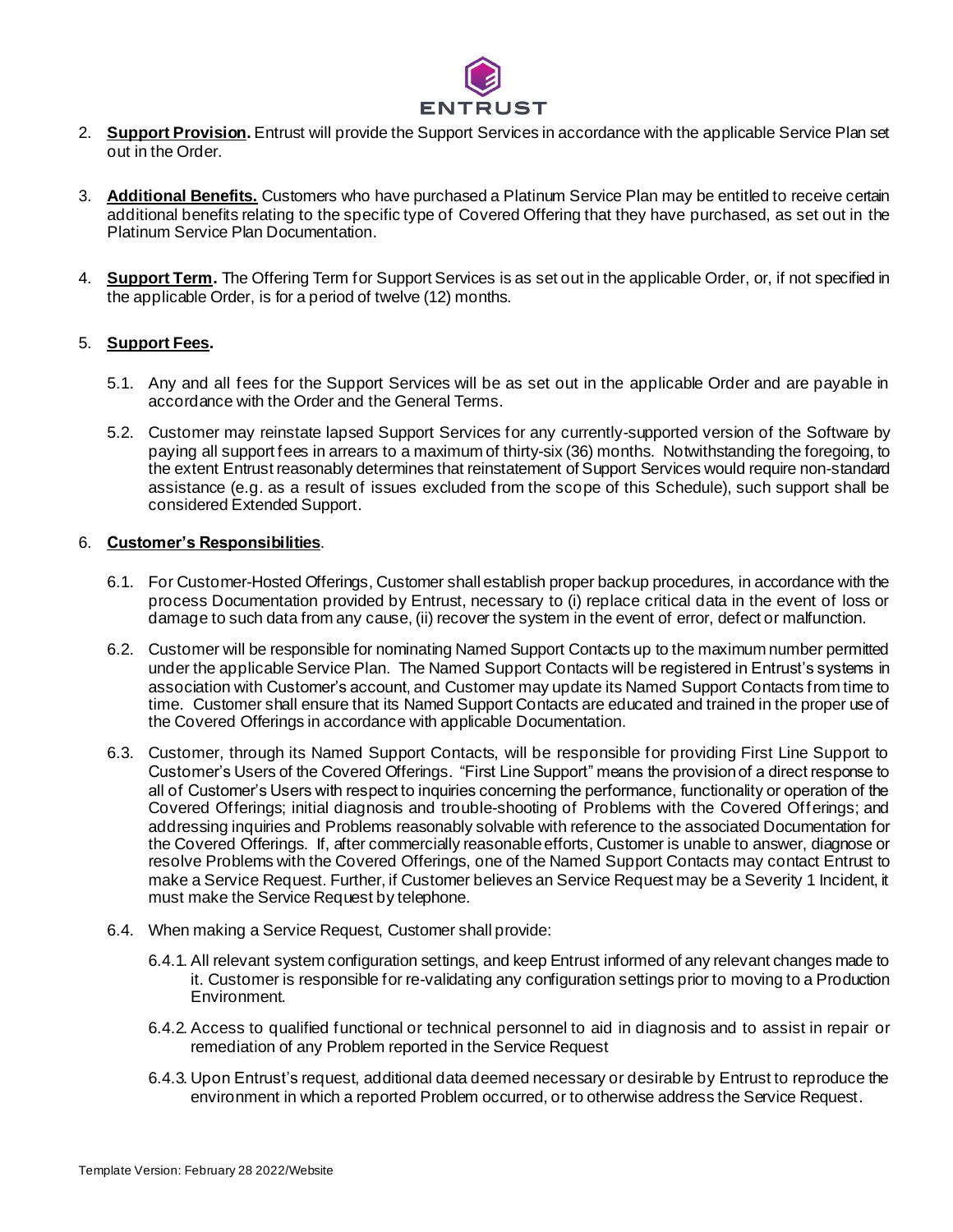2. **Support Provision.** Entrust will provide the Support Services in accordance with the applicable Service Plan set out in the Order.

3. **Additional Benefits.** Customers who have purchased a Platinum Service Plan may be entitled to receive certain additional benefits relating to the specific type of Covered Offering that they have purchased, as set out in the Platinum Service Plan Documentation.

4. **Support Term.** The Offering Term for Support Services is as set out in the applicable Order, or, if not specified in the applicable Order, is for a period of twelve (12) months.

5. **Support Fees.**

   5.1. Any and all fees for the Support Services will be as set out in the applicable Order and are payable in accordance with the Order and the General Terms.

   5.2. Customer may reinstate lapsed Support Services for any currently-supported version of the Software by paying all support fees in arrears to a maximum of thirty-six (36) months. Notwithstanding the foregoing, to the extent Entrust reasonably determines that reinstatement of Support Services would require non-standard assistance (e.g. as a result of issues excluded from the scope of this Schedule), such support shall be considered Extended Support.

6. **Customer's Responsibilities**.

   6.1. For Customer-Hosted Offerings, Customer shall establish proper backup procedures, in accordance with the process Documentation provided by Entrust, necessary to (i) replace critical data in the event of loss or damage to such data from any cause, (ii) recover the system in the event of error, defect or malfunction.

   6.2. Customer will be responsible for nominating Named Support Contacts up to the maximum number permitted under the applicable Service Plan. The Named Support Contacts will be registered in Entrust's systems in association with Customer's account, and Customer may update its Named Support Contacts from time to time. Customer shall ensure that its Named Support Contacts are educated and trained in the proper use of the Covered Offerings in accordance with applicable Documentation.

   6.3. Customer, through its Named Support Contacts, will be responsible for providing First Line Support to Customer's Users of the Covered Offerings. "First Line Support" means the provision of a direct response to all of Customer's Users with respect to inquiries concerning the performance, functionality or operation of the Covered Offerings; initial diagnosis and trouble-shooting of Problems with the Covered Offerings; and addressing inquiries and Problems reasonably solvable with reference to the associated Documentation for the Covered Offerings. If, after commercially reasonable efforts, Customer is unable to answer, diagnose or resolve Problems with the Covered Offerings, one of the Named Support Contacts may contact Entrust to make a Service Request. Further, if Customer believes an Service Request may be a Severity 1 Incident, it must make the Service Request by telephone.

   6.4. When making a Service Request, Customer shall provide:

      6.4.1. All relevant system configuration settings, and keep Entrust informed of any relevant changes made to it. Customer is responsible for re-validating any configuration settings prior to moving to a Production Environment.

      6.4.2. Access to qualified functional or technical personnel to aid in diagnosis and to assist in repair or remediation of any Problem reported in the Service Request

      6.4.3. Upon Entrust's request, additional data deemed necessary or desirable by Entrust to reproduce the environment in which a reported Problem occurred, or to otherwise address the Service Request.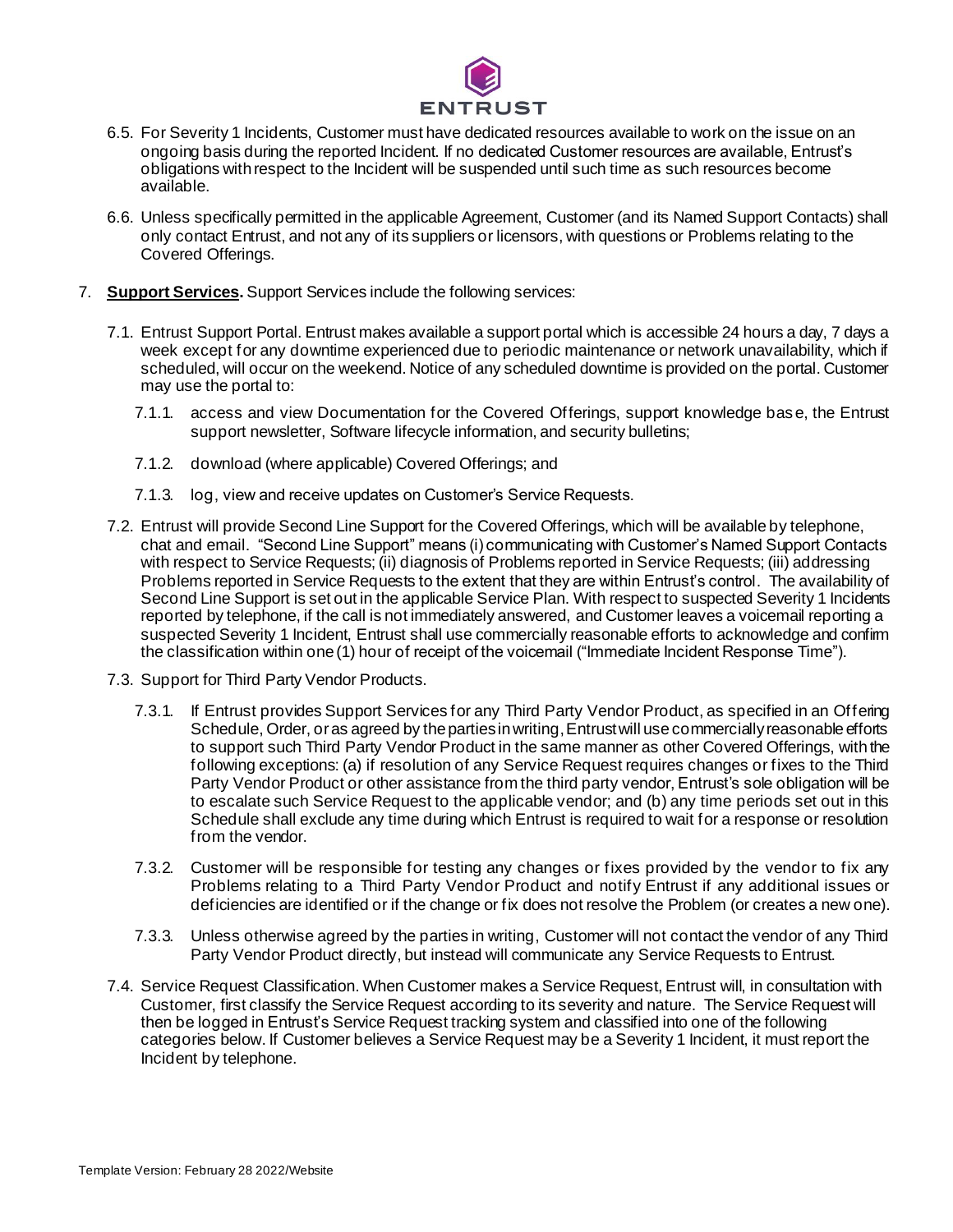6.5. For Severity 1 Incidents, Customer must have dedicated resources available to work on the issue on an ongoing basis during the reported Incident. If no dedicated Customer resources are available, Entrust's obligations with respect to the Incident will be suspended until such time as such resources become available.

6.6. Unless specifically permitted in the applicable Agreement, Customer (and its Named Support Contacts) shall only contact Entrust, and not any of its suppliers or licensors, with questions or Problems relating to the Covered Offerings.

7. **Support Services.** Support Services include the following services:

7.1. Entrust Support Portal. Entrust makes available a support portal which is accessible 24 hours a day, 7 days a week except for any downtime experienced due to periodic maintenance or network unavailability, which if scheduled, will occur on the weekend. Notice of any scheduled downtime is provided on the portal. Customer may use the portal to:

7.1.1. access and view Documentation for the Covered Offerings, support knowledge base, the Entrust support newsletter, Software lifecycle information, and security bulletins;

7.1.2. download (where applicable) Covered Offerings; and

7.1.3. log, view and receive updates on Customer's Service Requests.

7.2. Entrust will provide Second Line Support for the Covered Offerings, which will be available by telephone, chat and email. "Second Line Support" means (i) communicating with Customer's Named Support Contacts with respect to Service Requests; (ii) diagnosis of Problems reported in Service Requests; (iii) addressing Problems reported in Service Requests to the extent that they are within Entrust's control. The availability of Second Line Support is set out in the applicable Service Plan. With respect to suspected Severity 1 Incidents reported by telephone, if the call is not immediately answered, and Customer leaves a voicemail reporting a suspected Severity 1 Incident, Entrust shall use commercially reasonable efforts to acknowledge and confirm the classification within one (1) hour of receipt of the voicemail ("Immediate Incident Response Time").

7.3. Support for Third Party Vendor Products.

7.3.1. If Entrust provides Support Services for any Third Party Vendor Product, as specified in an Offering Schedule, Order, or as agreed by the parties in writing, Entrust will use commercially reasonable efforts to support such Third Party Vendor Product in the same manner as other Covered Offerings, with the following exceptions: (a) if resolution of any Service Request requires changes or fixes to the Third Party Vendor Product or other assistance from the third party vendor, Entrust's sole obligation will be to escalate such Service Request to the applicable vendor; and (b) any time periods set out in this Schedule shall exclude any time during which Entrust is required to wait for a response or resolution from the vendor.

7.3.2. Customer will be responsible for testing any changes or fixes provided by the vendor to fix any Problems relating to a Third Party Vendor Product and notify Entrust if any additional issues or deficiencies are identified or if the change or fix does not resolve the Problem (or creates a new one).

7.3.3. Unless otherwise agreed by the parties in writing, Customer will not contact the vendor of any Third Party Vendor Product directly, but instead will communicate any Service Requests to Entrust.

7.4. Service Request Classification. When Customer makes a Service Request, Entrust will, in consultation with Customer, first classify the Service Request according to its severity and nature. The Service Request will then be logged in Entrust's Service Request tracking system and classified into one of the following categories below. If Customer believes a Service Request may be a Severity 1 Incident, it must report the Incident by telephone.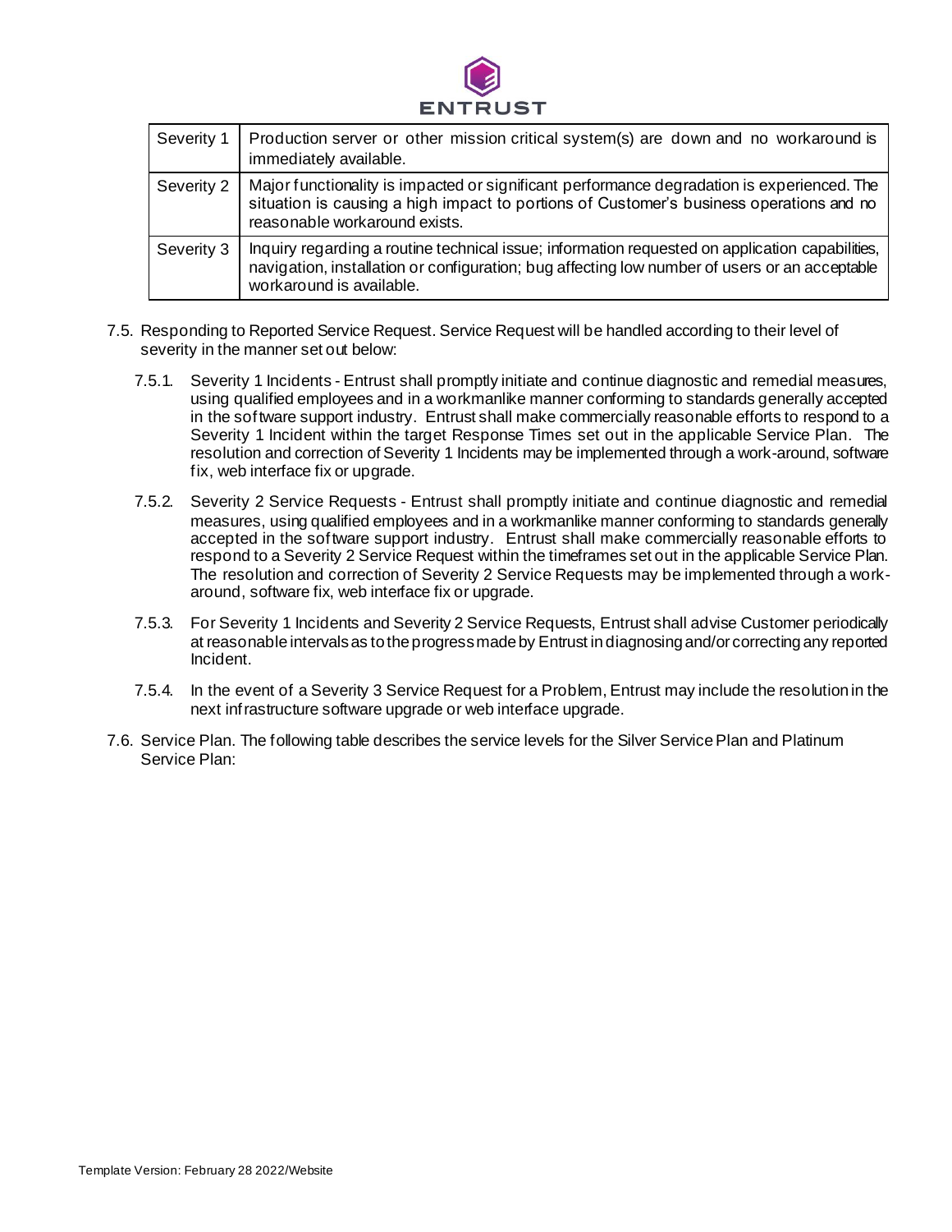| Severity 1 | Production server or other mission critical system(s) are down and no workaround is immediately available. |
|---|---|
| Severity 2 | Major functionality is impacted or significant performance degradation is experienced. The situation is causing a high impact to portions of Customer's business operations and no reasonable workaround exists. |
| Severity 3 | Inquiry regarding a routine technical issue; information requested on application capabilities, navigation, installation or configuration; bug affecting low number of users or an acceptable workaround is available. |

7.5. Responding to Reported Service Request. Service Request will be handled according to their level of severity in the manner set out below:

7.5.1. Severity 1 Incidents - Entrust shall promptly initiate and continue diagnostic and remedial measures, using qualified employees and in a workmanlike manner conforming to standards generally accepted in the software support industry. Entrust shall make commercially reasonable efforts to respond to a Severity 1 Incident within the target Response Times set out in the applicable Service Plan. The resolution and correction of Severity 1 Incidents may be implemented through a work-around, software fix, web interface fix or upgrade.

7.5.2. Severity 2 Service Requests - Entrust shall promptly initiate and continue diagnostic and remedial measures, using qualified employees and in a workmanlike manner conforming to standards generally accepted in the software support industry. Entrust shall make commercially reasonable efforts to respond to a Severity 2 Service Request within the timeframes set out in the applicable Service Plan. The resolution and correction of Severity 2 Service Requests may be implemented through a work-around, software fix, web interface fix or upgrade.

7.5.3. For Severity 1 Incidents and Severity 2 Service Requests, Entrust shall advise Customer periodically at reasonable intervals as to the progress made by Entrust in diagnosing and/or correcting any reported Incident.

7.5.4. In the event of a Severity 3 Service Request for a Problem, Entrust may include the resolution in the next infrastructure software upgrade or web interface upgrade.

7.6. Service Plan. The following table describes the service levels for the Silver Service Plan and Platinum Service Plan: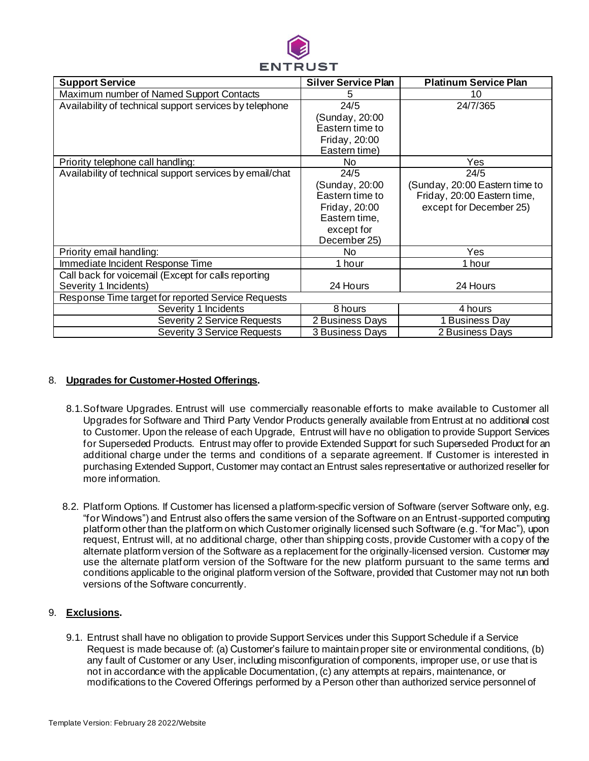| Support Service | Silver Service Plan | Platinum Service Plan |
| --- | --- | --- |
| Maximum number of Named Support Contacts | 5 | 10 |
| Availability of technical support services by telephone | 24/5 (Sunday, 20:00 Eastern time to Friday, 20:00 Eastern time) | 24/7/365 |
| Priority telephone call handling: | No | Yes |
| Availability of technical support services by email/chat | 24/5 (Sunday, 20:00 Eastern time to Friday, 20:00 Eastern time, except for December 25) | 24/5 (Sunday, 20:00 Eastern time to Friday, 20:00 Eastern time, except for December 25) |
| Priority email handling: | No | Yes |
| Immediate Incident Response Time | 1 hour | 1 hour |
| Call back for voicemail (Except for calls reporting Severity 1 Incidents) | 24 Hours | 24 Hours |
| Response Time target for reported Service Requests | | |
| Severity 1 Incidents | 8 hours | 4 hours |
| Severity 2 Service Requests | 2 Business Days | 1 Business Day |
| Severity 3 Service Requests | 3 Business Days | 2 Business Days |

8. **Upgrades for Customer-Hosted Offerings.**

8.1. Software Upgrades. Entrust will use commercially reasonable efforts to make available to Customer all Upgrades for Software and Third Party Vendor Products generally available from Entrust at no additional cost to Customer. Upon the release of each Upgrade, Entrust will have no obligation to provide Support Services for Superseded Products. Entrust may offer to provide Extended Support for such Superseded Product for an additional charge under the terms and conditions of a separate agreement. If Customer is interested in purchasing Extended Support, Customer may contact an Entrust sales representative or authorized reseller for more information.

8.2. Platform Options. If Customer has licensed a platform-specific version of Software (server Software only, e.g. "for Windows") and Entrust also offers the same version of the Software on an Entrust-supported computing platform other than the platform on which Customer originally licensed such Software (e.g. "for Mac"), upon request, Entrust will, at no additional charge, other than shipping costs, provide Customer with a copy of the alternate platform version of the Software as a replacement for the originally-licensed version. Customer may use the alternate platform version of the Software for the new platform pursuant to the same terms and conditions applicable to the original platform version of the Software, provided that Customer may not run both versions of the Software concurrently.

9. **Exclusions.**

9.1. Entrust shall have no obligation to provide Support Services under this Support Schedule if a Service Request is made because of: (a) Customer's failure to maintain proper site or environmental conditions, (b) any fault of Customer or any User, including misconfiguration of components, improper use, or use that is not in accordance with the applicable Documentation, (c) any attempts at repairs, maintenance, or modifications to the Covered Offerings performed by a Person other than authorized service personnel of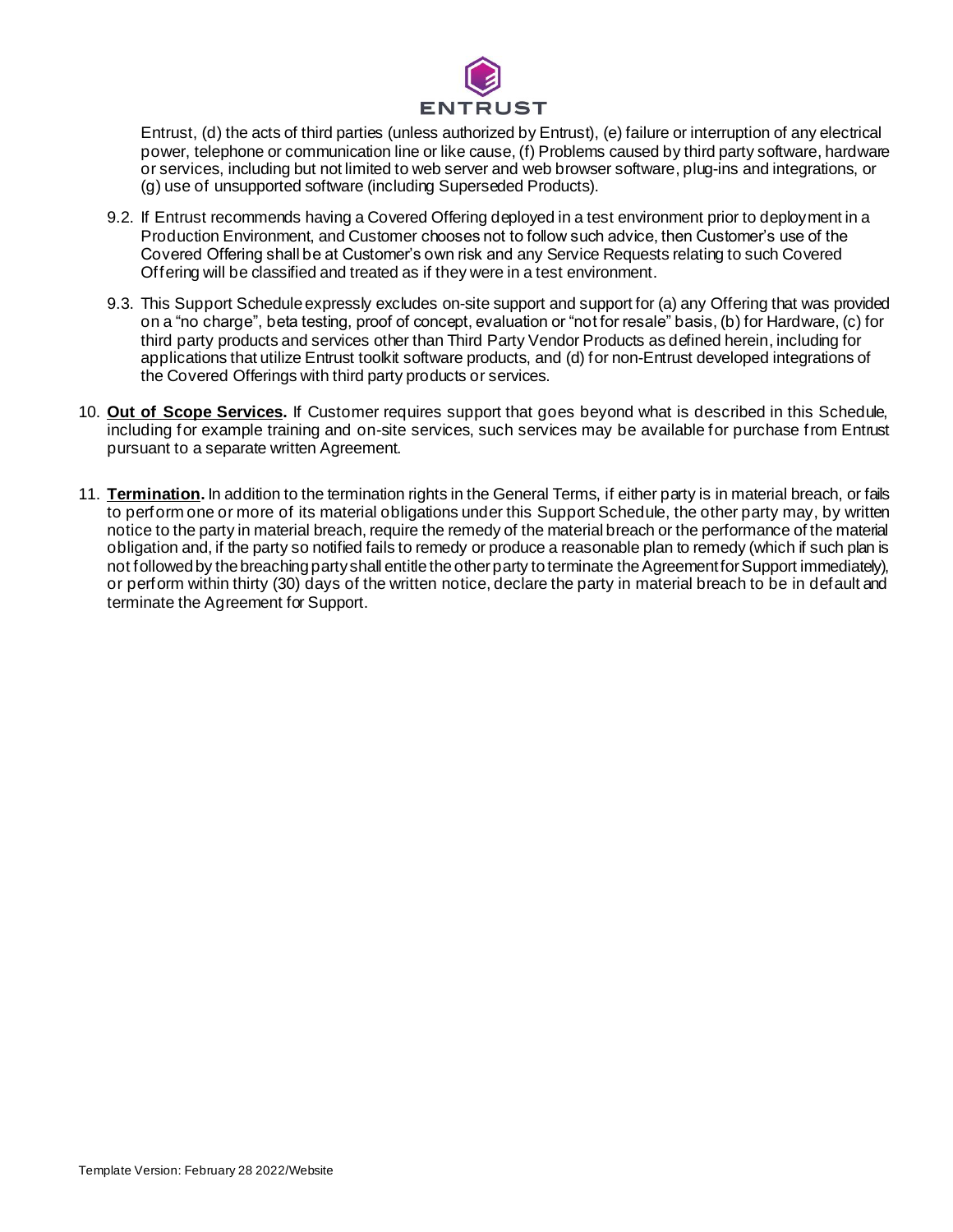Entrust, (d) the acts of third parties (unless authorized by Entrust), (e) failure or interruption of any electrical power, telephone or communication line or like cause, (f) Problems caused by third party software, hardware or services, including but not limited to web server and web browser software, plug-ins and integrations, or (g) use of unsupported software (including Superseded Products).

9.2. If Entrust recommends having a Covered Offering deployed in a test environment prior to deployment in a Production Environment, and Customer chooses not to follow such advice, then Customer's use of the Covered Offering shall be at Customer's own risk and any Service Requests relating to such Covered Offering will be classified and treated as if they were in a test environment.

9.3. This Support Schedule expressly excludes on-site support and support for (a) any Offering that was provided on a "no charge", beta testing, proof of concept, evaluation or "not for resale" basis, (b) for Hardware, (c) for third party products and services other than Third Party Vendor Products as defined herein, including for applications that utilize Entrust toolkit software products, and (d) for non-Entrust developed integrations of the Covered Offerings with third party products or services.

10. **Out of Scope Services.** If Customer requires support that goes beyond what is described in this Schedule, including for example training and on-site services, such services may be available for purchase from Entrust pursuant to a separate written Agreement.

11. **Termination.** In addition to the termination rights in the General Terms, if either party is in material breach, or fails to perform one or more of its material obligations under this Support Schedule, the other party may, by written notice to the party in material breach, require the remedy of the material breach or the performance of the material obligation and, if the party so notified fails to remedy or produce a reasonable plan to remedy (which if such plan is not followed by the breaching party shall entitle the other party to terminate the Agreement for Support immediately), or perform within thirty (30) days of the written notice, declare the party in material breach to be in default and terminate the Agreement for Support.

Template Version: February 28 2022/Website